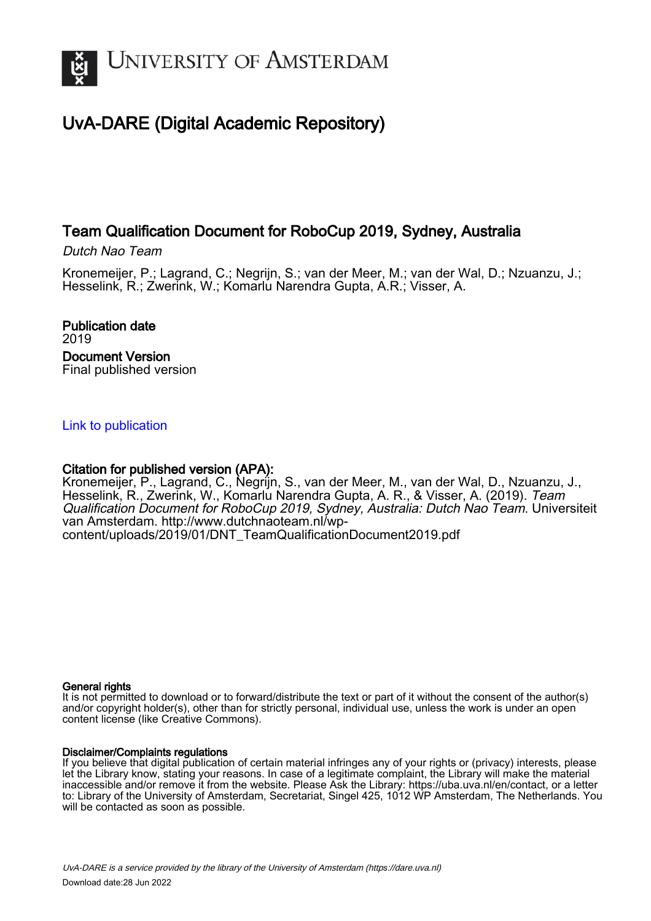UNIVERSITY OF AMSTERDAM

# UvA-DARE (Digital Academic Repository)

## Team Qualification Document for RoboCup 2019, Sydney, Australia

*Dutch Nao Team*

Kronemeijer, P.; Lagrand, C.; Negrijn, S.; van der Meer, M.; van der Wal, D.; Nzuanzu, J.; Hesselink, R.; Zwerink, W.; Komarlu Narendra Gupta, A.R.; Visser, A.

**Publication date**
2019

**Document Version**
Final published version

[Link to publication](#)

**Citation for published version (APA):**
Kronemeijer, P., Lagrand, C., Negrijn, S., van der Meer, M., van der Wal, D., Nzuanzu, J., Hesselink, R., Zwerink, W., Komarlu Narendra Gupta, A. R., & Visser, A. (2019). *Team Qualification Document for RoboCup 2019, Sydney, Australia: Dutch Nao Team*. Universiteit van Amsterdam. http://www.dutchnaoteam.nl/wp-content/uploads/2019/01/DNT_TeamQualificationDocument2019.pdf

**General rights**
It is not permitted to download or to forward/distribute the text or part of it without the consent of the author(s) and/or copyright holder(s), other than for strictly personal, individual use, unless the work is under an open content license (like Creative Commons).

**Disclaimer/Complaints regulations**
If you believe that digital publication of certain material infringes any of your rights or (privacy) interests, please let the Library know, stating your reasons. In case of a legitimate complaint, the Library will make the material inaccessible and/or remove it from the website. Please Ask the Library: https://uba.uva.nl/en/contact, or a letter to: Library of the University of Amsterdam, Secretariat, Singel 425, 1012 WP Amsterdam, The Netherlands. You will be contacted as soon as possible.

*UvA-DARE is a service provided by the library of the University of Amsterdam (https://dare.uva.nl)*
Download date:28 Jun 2022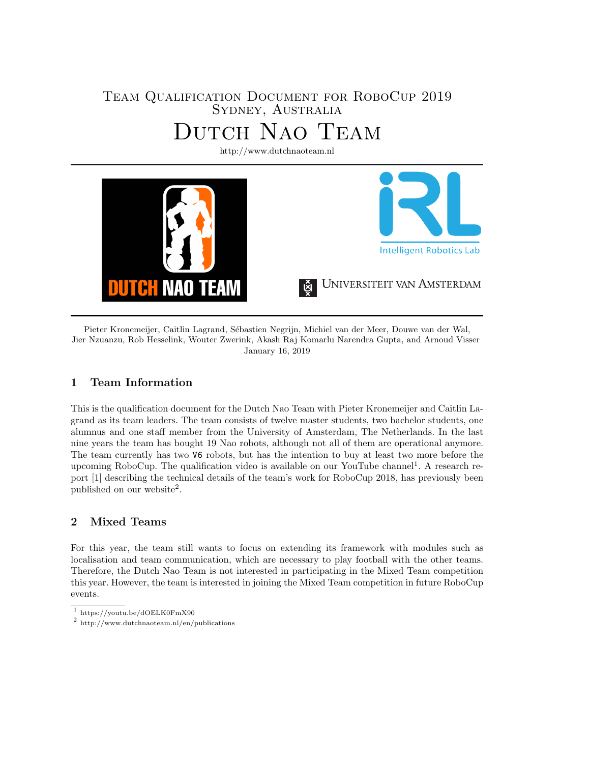# Team Qualification Document for RoboCup 2019
## Sydney, Australia

# Dutch Nao Team

http://www.dutchnaoteam.nl

Pieter Kronemeijer, Caitlin Lagrand, Sébastien Negrijn, Michiel van der Meer, Douwe van der Wal, Jier Nzuanzu, Rob Hesselink, Wouter Zwerink, Akash Raj Komarlu Narendra Gupta, and Arnoud Visser

January 16, 2019

## 1 Team Information

This is the qualification document for the Dutch Nao Team with Pieter Kronemeijer and Caitlin Lagrand as its team leaders. The team consists of twelve master students, two bachelor students, one alumnus and one staff member from the University of Amsterdam, The Netherlands. In the last nine years the team has bought 19 Nao robots, although not all of them are operational anymore. The team currently has two `V6` robots, but has the intention to buy at least two more before the upcoming RoboCup. The qualification video is available on our YouTube channel[1]. A research report [1] describing the technical details of the team's work for RoboCup 2018, has previously been published on our website[2].

## 2 Mixed Teams

For this year, the team still wants to focus on extending its framework with modules such as localisation and team communication, which are necessary to play football with the other teams. Therefore, the Dutch Nao Team is not interested in participating in the Mixed Team competition this year. However, the team is interested in joining the Mixed Team competition in future RoboCup events.

[1] https://youtu.be/dOELK0FmX90

[2] http://www.dutchnaoteam.nl/en/publications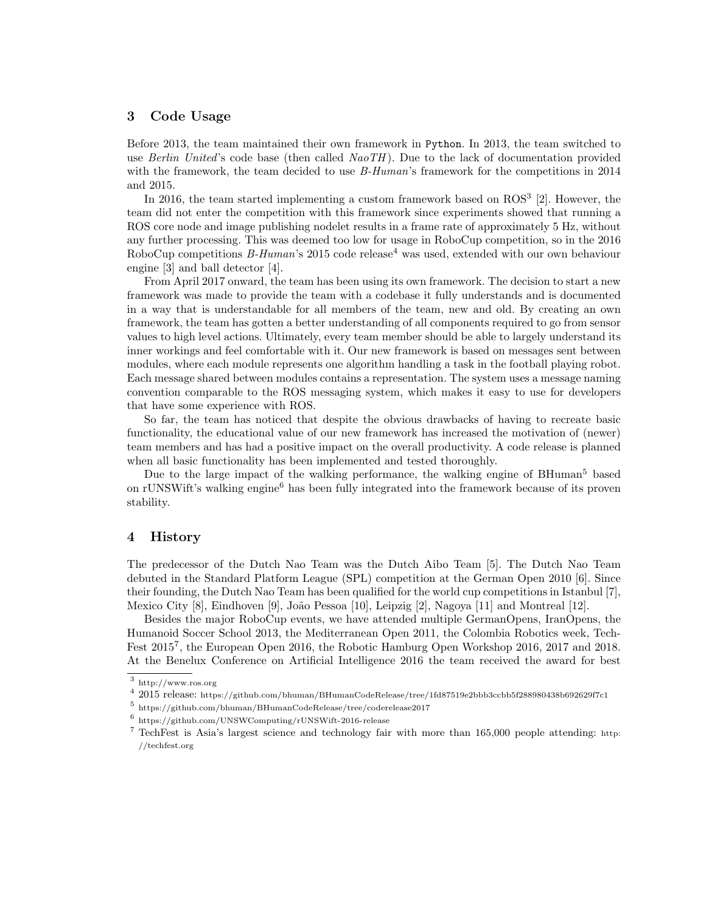## 3 Code Usage

Before 2013, the team maintained their own framework in `Python`. In 2013, the team switched to use *Berlin United*'s code base (then called *NaoTH*). Due to the lack of documentation provided with the framework, the team decided to use *B-Human*'s framework for the competitions in 2014 and 2015.

In 2016, the team started implementing a custom framework based on ROS[3] [2]. However, the team did not enter the competition with this framework since experiments showed that running a ROS core node and image publishing nodelet results in a frame rate of approximately 5 Hz, without any further processing. This was deemed too low for usage in RoboCup competition, so in the 2016 RoboCup competitions *B-Human*'s 2015 code release[4] was used, extended with our own behaviour engine [3] and ball detector [4].

From April 2017 onward, the team has been using its own framework. The decision to start a new framework was made to provide the team with a codebase it fully understands and is documented in a way that is understandable for all members of the team, new and old. By creating an own framework, the team has gotten a better understanding of all components required to go from sensor values to high level actions. Ultimately, every team member should be able to largely understand its inner workings and feel comfortable with it. Our new framework is based on messages sent between modules, where each module represents one algorithm handling a task in the football playing robot. Each message shared between modules contains a representation. The system uses a message naming convention comparable to the ROS messaging system, which makes it easy to use for developers that have some experience with ROS.

So far, the team has noticed that despite the obvious drawbacks of having to recreate basic functionality, the educational value of our new framework has increased the motivation of (newer) team members and has had a positive impact on the overall productivity. A code release is planned when all basic functionality has been implemented and tested thoroughly.

Due to the large impact of the walking performance, the walking engine of BHuman[5] based on rUNSWift's walking engine[6] has been fully integrated into the framework because of its proven stability.

## 4 History

The predecessor of the Dutch Nao Team was the Dutch Aibo Team [5]. The Dutch Nao Team debuted in the Standard Platform League (SPL) competition at the German Open 2010 [6]. Since their founding, the Dutch Nao Team has been qualified for the world cup competitions in Istanbul [7], Mexico City [8], Eindhoven [9], João Pessoa [10], Leipzig [2], Nagoya [11] and Montreal [12].

Besides the major RoboCup events, we have attended multiple GermanOpens, IranOpens, the Humanoid Soccer School 2013, the Mediterranean Open 2011, the Colombia Robotics week, TechFest 2015[7], the European Open 2016, the Robotic Hamburg Open Workshop 2016, 2017 and 2018. At the Benelux Conference on Artificial Intelligence 2016 the team received the award for best

[3] http://www.ros.org

[4] 2015 release: https://github.com/bhuman/BHumanCodeRelease/tree/1fd87519e2bbb3ccbb5f288980438b692629f7c1

[5] https://github.com/bhuman/BHumanCodeRelease/tree/coderelease2017

[6] https://github.com/UNSWComputing/rUNSWift-2016-release

[7] TechFest is Asia's largest science and technology fair with more than 165,000 people attending: http://techfest.org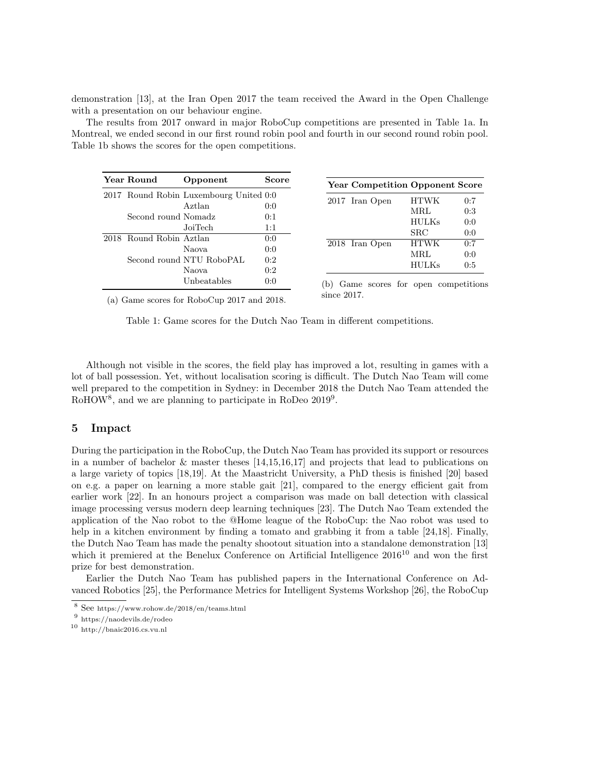demonstration [13], at the Iran Open 2017 the team received the Award in the Open Challenge with a presentation on our behaviour engine.

The results from 2017 onward in major RoboCup competitions are presented in Table 1a. In Montreal, we ended second in our first round robin pool and fourth in our second round robin pool. Table 1b shows the scores for the open competitions.

| Year | Round | Opponent | Score |
|---|---|---|---|
| 2017 | Round Robin | Luxembourg United | 0:0 |
| | | Aztlan | 0:0 |
| | Second round | Nomadz | 0:1 |
| | | JoiTech | 1:1 |
| 2018 | Round Robin | Aztlan | 0:0 |
| | | Naova | 0:0 |
| | Second round | NTU RoboPAL | 0:2 |
| | | Naova | 0:2 |
| | | Unbeatables | 0:0 |

(a) Game scores for RoboCup 2017 and 2018.

| Year | Competition | Opponent | Score |
|---|---|---|---|
| 2017 | Iran Open | HTWK | 0:7 |
| | | MRL | 0:3 |
| | | HULKs | 0:0 |
| | | SRC | 0:0 |
| 2018 | Iran Open | HTWK | 0:7 |
| | | MRL | 0:0 |
| | | HULKs | 0:5 |

(b) Game scores for open competitions since 2017.

Table 1: Game scores for the Dutch Nao Team in different competitions.

Although not visible in the scores, the field play has improved a lot, resulting in games with a lot of ball possession. Yet, without localisation scoring is difficult. The Dutch Nao Team will come well prepared to the competition in Sydney: in December 2018 the Dutch Nao Team attended the RoHOW[8], and we are planning to participate in RoDeo 2019[9].

## 5 Impact

During the participation in the RoboCup, the Dutch Nao Team has provided its support or resources in a number of bachelor & master theses [14,15,16,17] and projects that lead to publications on a large variety of topics [18,19]. At the Maastricht University, a PhD thesis is finished [20] based on e.g. a paper on learning a more stable gait [21], compared to the energy efficient gait from earlier work [22]. In an honours project a comparison was made on ball detection with classical image processing versus modern deep learning techniques [23]. The Dutch Nao Team extended the application of the Nao robot to the @Home league of the RoboCup: the Nao robot was used to help in a kitchen environment by finding a tomato and grabbing it from a table [24,18]. Finally, the Dutch Nao Team has made the penalty shootout situation into a standalone demonstration [13] which it premiered at the Benelux Conference on Artificial Intelligence 2016[10] and won the first prize for best demonstration.

Earlier the Dutch Nao Team has published papers in the International Conference on Advanced Robotics [25], the Performance Metrics for Intelligent Systems Workshop [26], the RoboCup

[8] See https://www.rohow.de/2018/en/teams.html

[9] https://naodevils.de/rodeo

[10] http://bnaic2016.cs.vu.nl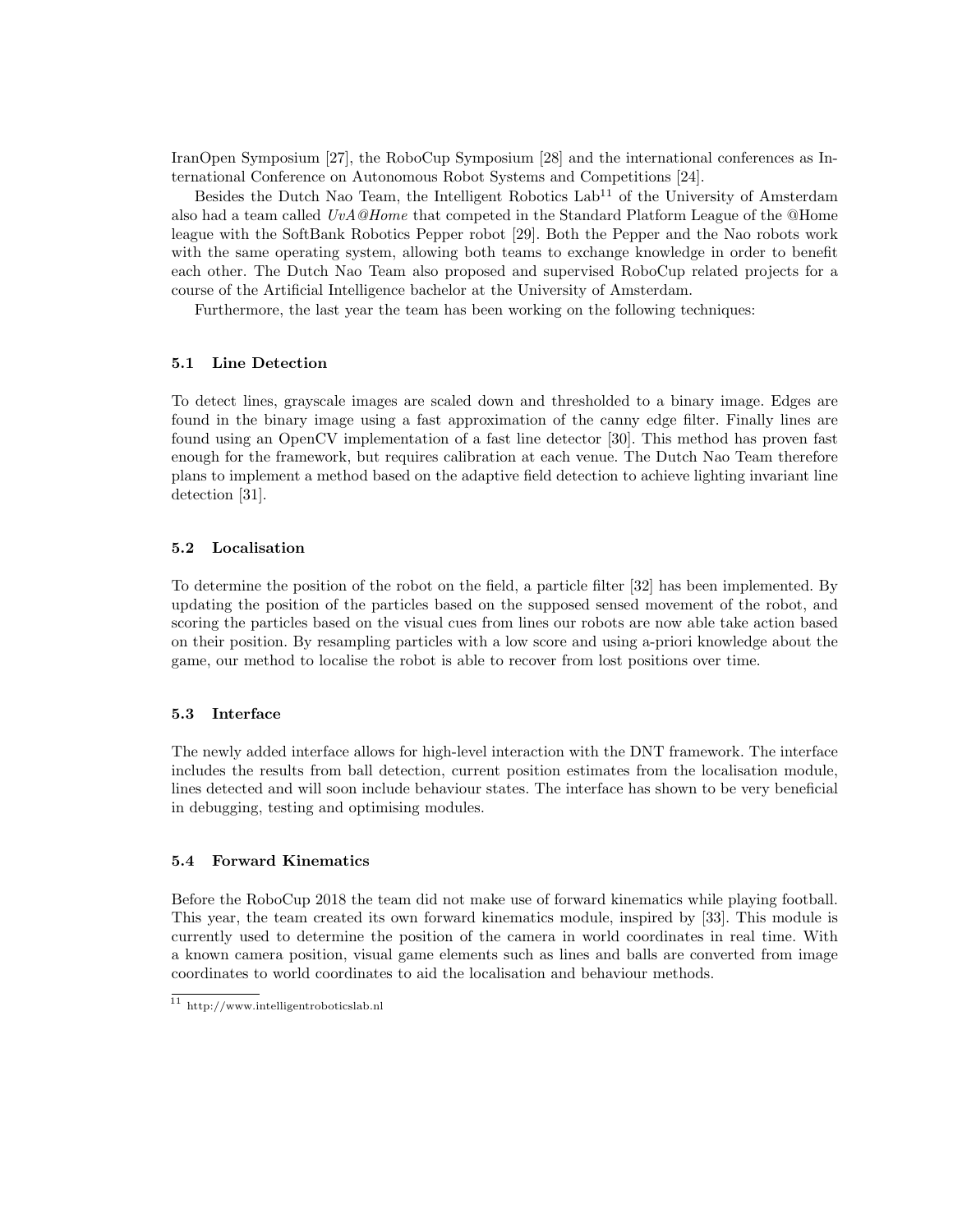IranOpen Symposium [27], the RoboCup Symposium [28] and the international conferences as International Conference on Autonomous Robot Systems and Competitions [24].

Besides the Dutch Nao Team, the Intelligent Robotics Lab[11] of the University of Amsterdam also had a team called *UvA@Home* that competed in the Standard Platform League of the @Home league with the SoftBank Robotics Pepper robot [29]. Both the Pepper and the Nao robots work with the same operating system, allowing both teams to exchange knowledge in order to benefit each other. The Dutch Nao Team also proposed and supervised RoboCup related projects for a course of the Artificial Intelligence bachelor at the University of Amsterdam.

Furthermore, the last year the team has been working on the following techniques:

### 5.1 Line Detection

To detect lines, grayscale images are scaled down and thresholded to a binary image. Edges are found in the binary image using a fast approximation of the canny edge filter. Finally lines are found using an OpenCV implementation of a fast line detector [30]. This method has proven fast enough for the framework, but requires calibration at each venue. The Dutch Nao Team therefore plans to implement a method based on the adaptive field detection to achieve lighting invariant line detection [31].

### 5.2 Localisation

To determine the position of the robot on the field, a particle filter [32] has been implemented. By updating the position of the particles based on the supposed sensed movement of the robot, and scoring the particles based on the visual cues from lines our robots are now able take action based on their position. By resampling particles with a low score and using a-priori knowledge about the game, our method to localise the robot is able to recover from lost positions over time.

### 5.3 Interface

The newly added interface allows for high-level interaction with the DNT framework. The interface includes the results from ball detection, current position estimates from the localisation module, lines detected and will soon include behaviour states. The interface has shown to be very beneficial in debugging, testing and optimising modules.

### 5.4 Forward Kinematics

Before the RoboCup 2018 the team did not make use of forward kinematics while playing football. This year, the team created its own forward kinematics module, inspired by [33]. This module is currently used to determine the position of the camera in world coordinates in real time. With a known camera position, visual game elements such as lines and balls are converted from image coordinates to world coordinates to aid the localisation and behaviour methods.

[11] http://www.intelligentroboticslab.nl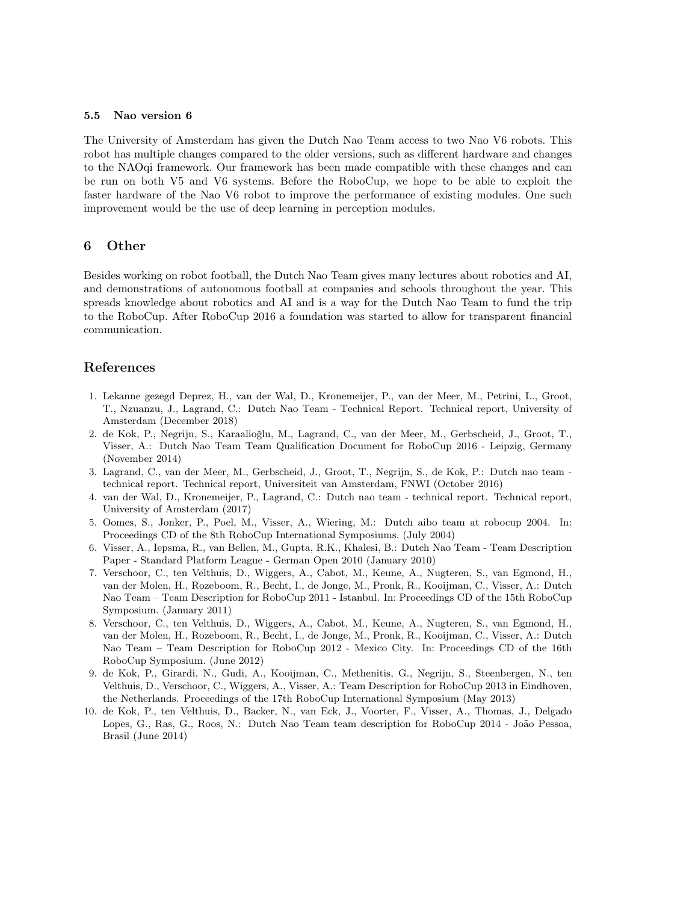### 5.5 Nao version 6

The University of Amsterdam has given the Dutch Nao Team access to two Nao V6 robots. This robot has multiple changes compared to the older versions, such as different hardware and changes to the NAOqi framework. Our framework has been made compatible with these changes and can be run on both V5 and V6 systems. Before the RoboCup, we hope to be able to exploit the faster hardware of the Nao V6 robot to improve the performance of existing modules. One such improvement would be the use of deep learning in perception modules.

## 6 Other

Besides working on robot football, the Dutch Nao Team gives many lectures about robotics and AI, and demonstrations of autonomous football at companies and schools throughout the year. This spreads knowledge about robotics and AI and is a way for the Dutch Nao Team to fund the trip to the RoboCup. After RoboCup 2016 a foundation was started to allow for transparent financial communication.

## References

1. Lekanne gezegd Deprez, H., van der Wal, D., Kronemeijer, P., van der Meer, M., Petrini, L., Groot, T., Nzuanzu, J., Lagrand, C.: Dutch Nao Team - Technical Report. Technical report, University of Amsterdam (December 2018)
2. de Kok, P., Negrijn, S., Karaalioğlu, M., Lagrand, C., van der Meer, M., Gerbscheid, J., Groot, T., Visser, A.: Dutch Nao Team Team Qualification Document for RoboCup 2016 - Leipzig, Germany (November 2014)
3. Lagrand, C., van der Meer, M., Gerbscheid, J., Groot, T., Negrijn, S., de Kok, P.: Dutch nao team - technical report. Technical report, Universiteit van Amsterdam, FNWI (October 2016)
4. van der Wal, D., Kronemeijer, P., Lagrand, C.: Dutch nao team - technical report. Technical report, University of Amsterdam (2017)
5. Oomes, S., Jonker, P., Poel, M., Visser, A., Wiering, M.: Dutch aibo team at robocup 2004. In: Proceedings CD of the 8th RoboCup International Symposiums. (July 2004)
6. Visser, A., Iepsma, R., van Bellen, M., Gupta, R.K., Khalesi, B.: Dutch Nao Team - Team Description Paper - Standard Platform League - German Open 2010 (January 2010)
7. Verschoor, C., ten Velthuis, D., Wiggers, A., Cabot, M., Keune, A., Nugteren, S., van Egmond, H., van der Molen, H., Rozeboom, R., Becht, I., de Jonge, M., Pronk, R., Kooijman, C., Visser, A.: Dutch Nao Team – Team Description for RoboCup 2011 - Istanbul. In: Proceedings CD of the 15th RoboCup Symposium. (January 2011)
8. Verschoor, C., ten Velthuis, D., Wiggers, A., Cabot, M., Keune, A., Nugteren, S., van Egmond, H., van der Molen, H., Rozeboom, R., Becht, I., de Jonge, M., Pronk, R., Kooijman, C., Visser, A.: Dutch Nao Team – Team Description for RoboCup 2012 - Mexico City. In: Proceedings CD of the 16th RoboCup Symposium. (June 2012)
9. de Kok, P., Girardi, N., Gudi, A., Kooijman, C., Methenitis, G., Negrijn, S., Steenbergen, N., ten Velthuis, D., Verschoor, C., Wiggers, A., Visser, A.: Team Description for RoboCup 2013 in Eindhoven, the Netherlands. Proceedings of the 17th RoboCup International Symposium (May 2013)
10. de Kok, P., ten Velthuis, D., Backer, N., van Eck, J., Voorter, F., Visser, A., Thomas, J., Delgado Lopes, G., Ras, G., Roos, N.: Dutch Nao Team team description for RoboCup 2014 - João Pessoa, Brasil (June 2014)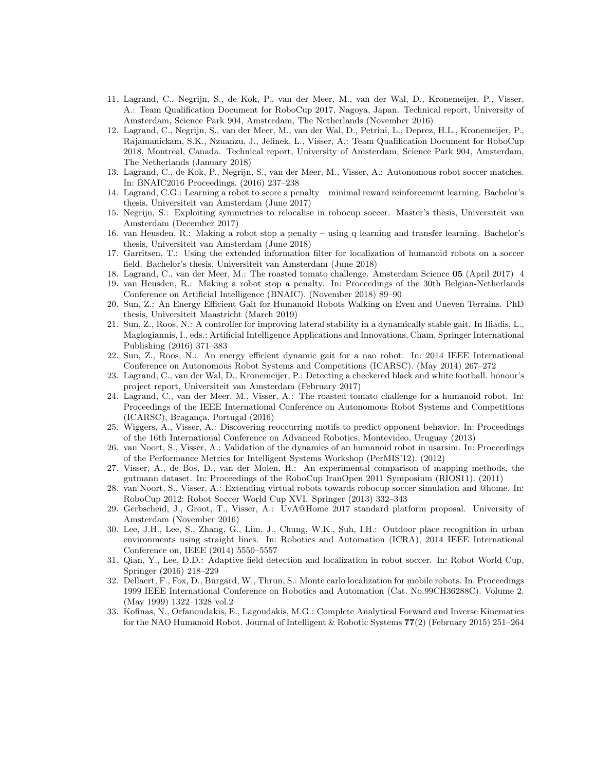11. Lagrand, C., Negrijn, S., de Kok, P., van der Meer, M., van der Wal, D., Kronemeijer, P., Visser, A.: Team Qualification Document for RoboCup 2017, Nagoya, Japan. Technical report, University of Amsterdam, Science Park 904, Amsterdam, The Netherlands (November 2016)
12. Lagrand, C., Negrijn, S., van der Meer, M., van der Wal, D., Petrini, L., Deprez, H.L., Kronemeijer, P., Rajamanickam, S.K., Nzuanzu, J., Jelinek, L., Visser, A.: Team Qualification Document for RoboCup 2018, Montreal, Canada. Technical report, University of Amsterdam, Science Park 904, Amsterdam, The Netherlands (January 2018)
13. Lagrand, C., de Kok, P., Negrijn, S., van der Meer, M., Visser, A.: Autonomous robot soccer matches. In: BNAIC2016 Proceedings. (2016) 237–238
14. Lagrand, C.G.: Learning a robot to score a penalty – minimal reward reinforcement learning. Bachelor's thesis, Universiteit van Amsterdam (June 2017)
15. Negrijn, S.: Exploiting symmetries to relocalise in robocup soccer. Master's thesis, Universiteit van Amsterdam (December 2017)
16. van Heusden, R.: Making a robot stop a penalty – using q learning and transfer learning. Bachelor's thesis, Universiteit van Amsterdam (June 2018)
17. Garritsen, T.: Using the extended information filter for localization of humanoid robots on a soccer field. Bachelor's thesis, Universiteit van Amsterdam (June 2018)
18. Lagrand, C., van der Meer, M.: The roasted tomato challenge. Amsterdam Science **05** (April 2017) 4
19. van Heusden, R.: Making a robot stop a penalty. In: Proceedings of the 30th Belgian-Netherlands Conference on Artificial Intelligence (BNAIC). (November 2018) 89–90
20. Sun, Z.: An Energy Efficient Gait for Humanoid Robots Walking on Even and Uneven Terrains. PhD thesis, Universiteit Maastricht (March 2019)
21. Sun, Z., Roos, N.: A controller for improving lateral stability in a dynamically stable gait. In Iliadis, L., Maglogiannis, I., eds.: Artificial Intelligence Applications and Innovations, Cham, Springer International Publishing (2016) 371–383
22. Sun, Z., Roos, N.: An energy efficient dynamic gait for a nao robot. In: 2014 IEEE International Conference on Autonomous Robot Systems and Competitions (ICARSC). (May 2014) 267–272
23. Lagrand, C., van der Wal, D., Kronemeijer, P.: Detecting a checkered black and white football. honour's project report, Universiteit van Amsterdam (February 2017)
24. Lagrand, C., van der Meer, M., Visser, A.: The roasted tomato challenge for a humanoid robot. In: Proceedings of the IEEE International Conference on Autonomous Robot Systems and Competitions (ICARSC), Bragança, Portugal (2016)
25. Wiggers, A., Visser, A.: Discovering reoccurring motifs to predict opponent behavior. In: Proceedings of the 16th International Conference on Advanced Robotics, Montevideo, Uruguay (2013)
26. van Noort, S., Visser, A.: Validation of the dynamics of an humanoid robot in usarsim. In: Proceedings of the Performance Metrics for Intelligent Systems Workshop (PerMIS'12). (2012)
27. Visser, A., de Bos, D., van der Molen, H.: An experimental comparison of mapping methods, the gutmann dataset. In: Proceedings of the RoboCup IranOpen 2011 Symposium (RIOS11). (2011)
28. van Noort, S., Visser, A.: Extending virtual robots towards robocup soccer simulation and @home. In: RoboCup 2012: Robot Soccer World Cup XVI. Springer (2013) 332–343
29. Gerbscheid, J., Groot, T., Visser, A.: UvA@Home 2017 standard platform proposal. University of Amsterdam (November 2016)
30. Lee, J.H., Lee, S., Zhang, G., Lim, J., Chung, W.K., Suh, I.H.: Outdoor place recognition in urban environments using straight lines. In: Robotics and Automation (ICRA), 2014 IEEE International Conference on, IEEE (2014) 5550–5557
31. Qian, Y., Lee, D.D.: Adaptive field detection and localization in robot soccer. In: Robot World Cup, Springer (2016) 218–229
32. Dellaert, F., Fox, D., Burgard, W., Thrun, S.: Monte carlo localization for mobile robots. In: Proceedings 1999 IEEE International Conference on Robotics and Automation (Cat. No.99CH36288C). Volume 2. (May 1999) 1322–1328 vol.2
33. Kofinas, N., Orfanoudakis, E., Lagoudakis, M.G.: Complete Analytical Forward and Inverse Kinematics for the NAO Humanoid Robot. Journal of Intelligent & Robotic Systems **77**(2) (February 2015) 251–264